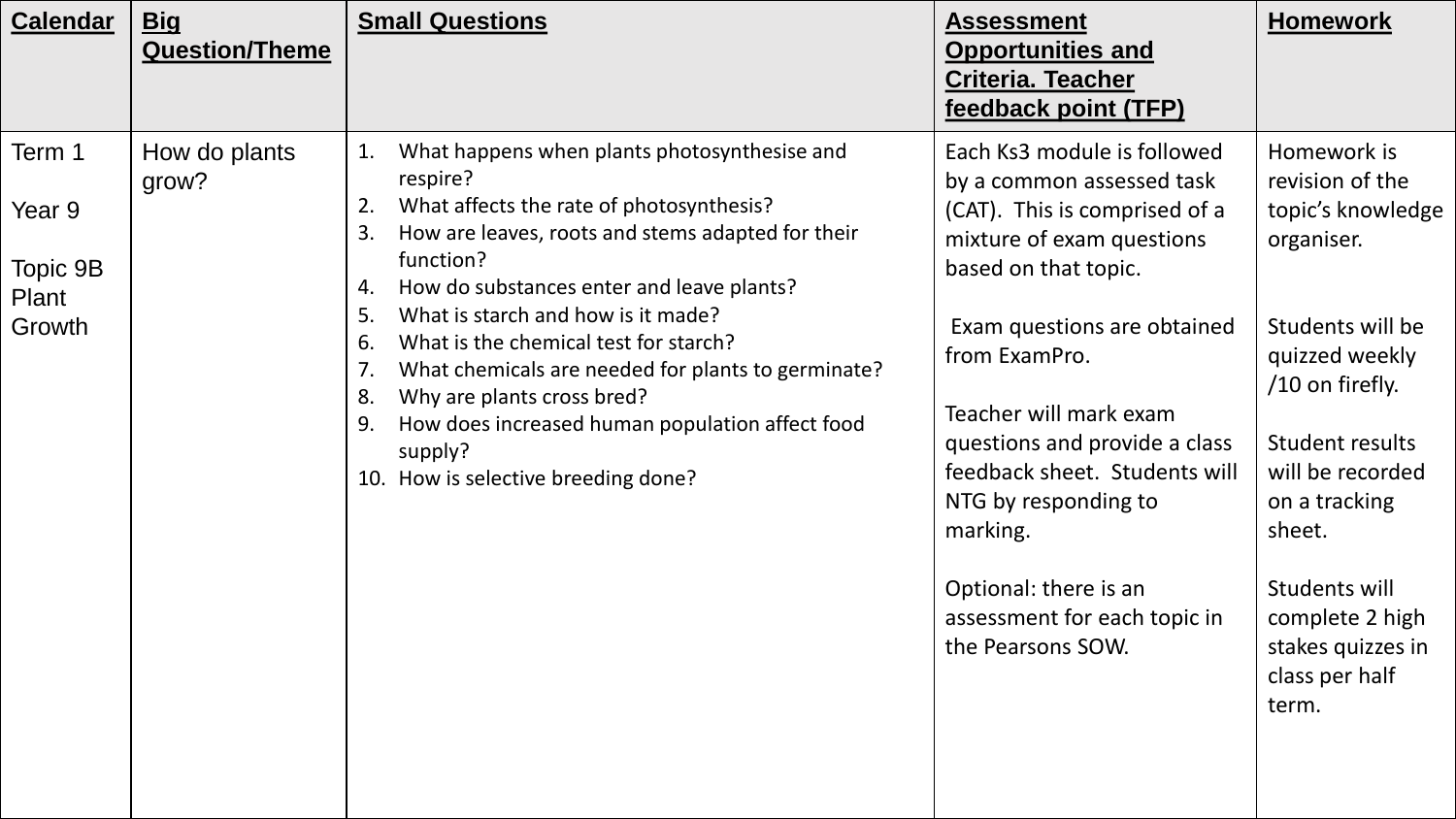| Calendar | Big Question/Theme | Small Questions | Assessment Opportunities and Criteria. Teacher feedback point (TFP) | Homework |
|---|---|---|---|---|
| Term 1<br><br>Year 9<br><br>Topic 9B Plant Growth | How do plants grow? | 1. What happens when plants photosynthesise and respire?<br>2. What affects the rate of photosynthesis?<br>3. How are leaves, roots and stems adapted for their function?<br>4. How do substances enter and leave plants?<br>5. What is starch and how is it made?<br>6. What is the chemical test for starch?<br>7. What chemicals are needed for plants to germinate?<br>8. Why are plants cross bred?<br>9. How does increased human population affect food supply?<br>10. How is selective breeding done? | Each Ks3 module is followed by a common assessed task (CAT). This is comprised of a mixture of exam questions based on that topic.<br><br>Exam questions are obtained from ExamPro.<br><br>Teacher will mark exam questions and provide a class feedback sheet. Students will NTG by responding to marking.<br><br>Optional: there is an assessment for each topic in the Pearsons SOW. | Homework is revision of the topic's knowledge organiser.<br><br>Students will be quizzed weekly /10 on firefly.<br><br>Student results will be recorded on a tracking sheet.<br><br>Students will complete 2 high stakes quizzes in class per half term. |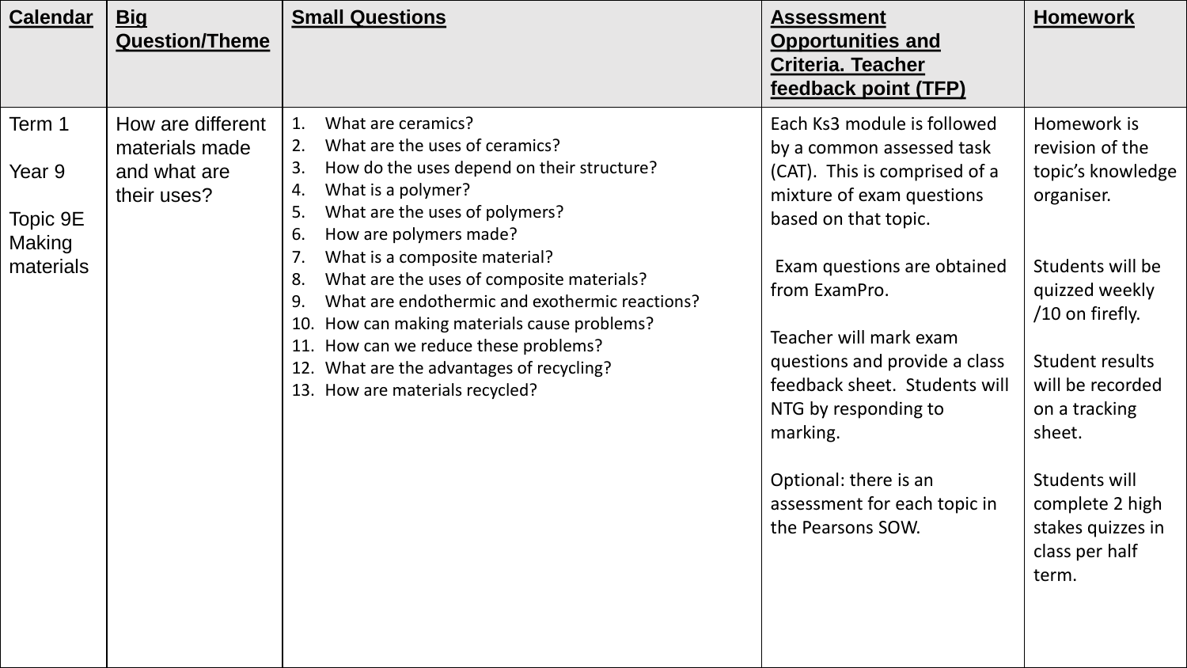| Calendar | Big Question/Theme | Small Questions | Assessment Opportunities and Criteria. Teacher feedback point (TFP) | Homework |
|---|---|---|---|---|
| Term 1<br><br>Year 9<br><br>Topic 9E Making materials | How are different materials made and what are their uses? | 1. What are ceramics?<br>2. What are the uses of ceramics?<br>3. How do the uses depend on their structure?<br>4. What is a polymer?<br>5. What are the uses of polymers?<br>6. How are polymers made?<br>7. What is a composite material?<br>8. What are the uses of composite materials?<br>9. What are endothermic and exothermic reactions?<br>10. How can making materials cause problems?<br>11. How can we reduce these problems?<br>12. What are the advantages of recycling?<br>13. How are materials recycled? | Each Ks3 module is followed by a common assessed task (CAT). This is comprised of a mixture of exam questions based on that topic.<br><br>Exam questions are obtained from ExamPro.<br><br>Teacher will mark exam questions and provide a class feedback sheet. Students will NTG by responding to marking.<br><br>Optional: there is an assessment for each topic in the Pearsons SOW. | Homework is revision of the topic's knowledge organiser.<br><br>Students will be quizzed weekly /10 on firefly.<br><br>Student results will be recorded on a tracking sheet.<br><br>Students will complete 2 high stakes quizzes in class per half term. |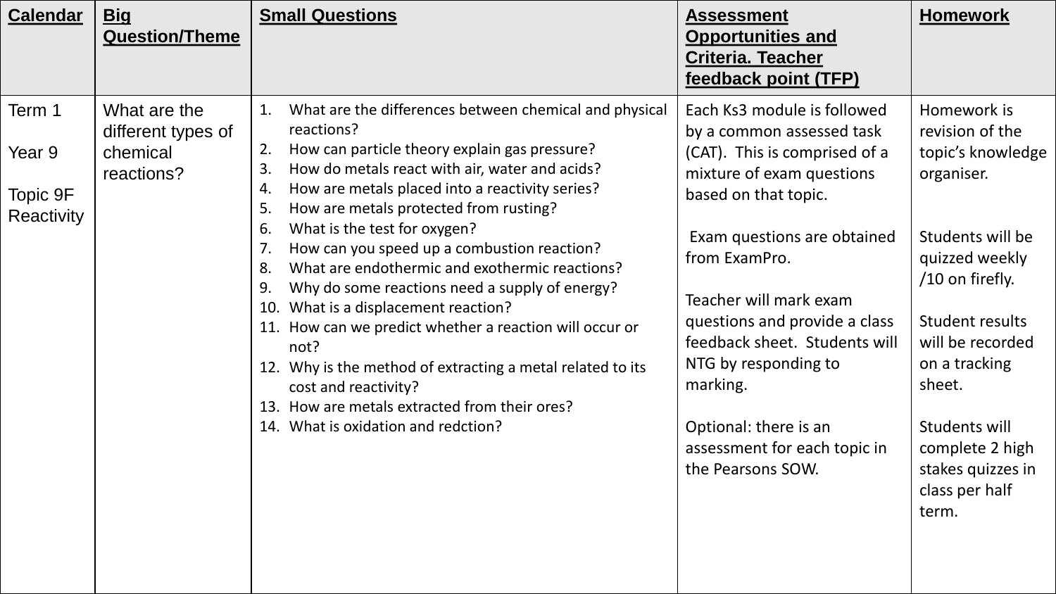| **Calendar** | **Big Question/Theme** | **Small Questions** | **Assessment Opportunities and Criteria. Teacher feedback point (TFP)** | **Homework** |
|---|---|---|---|---|
| Term 1<br><br>Year 9<br><br>Topic 9F Reactivity | What are the different types of chemical reactions? | 1. What are the differences between chemical and physical reactions?<br>2. How can particle theory explain gas pressure?<br>3. How do metals react with air, water and acids?<br>4. How are metals placed into a reactivity series?<br>5. How are metals protected from rusting?<br>6. What is the test for oxygen?<br>7. How can you speed up a combustion reaction?<br>8. What are endothermic and exothermic reactions?<br>9. Why do some reactions need a supply of energy?<br>10. What is a displacement reaction?<br>11. How can we predict whether a reaction will occur or not?<br>12. Why is the method of extracting a metal related to its cost and reactivity?<br>13. How are metals extracted from their ores?<br>14. What is oxidation and redction? | Each Ks3 module is followed by a common assessed task (CAT). This is comprised of a mixture of exam questions based on that topic.<br><br>Exam questions are obtained from ExamPro.<br><br>Teacher will mark exam questions and provide a class feedback sheet. Students will NTG by responding to marking.<br><br>Optional: there is an assessment for each topic in the Pearsons SOW. | Homework is revision of the topic's knowledge organiser.<br><br>Students will be quizzed weekly /10 on firefly.<br><br>Student results will be recorded on a tracking sheet.<br><br>Students will complete 2 high stakes quizzes in class per half term. |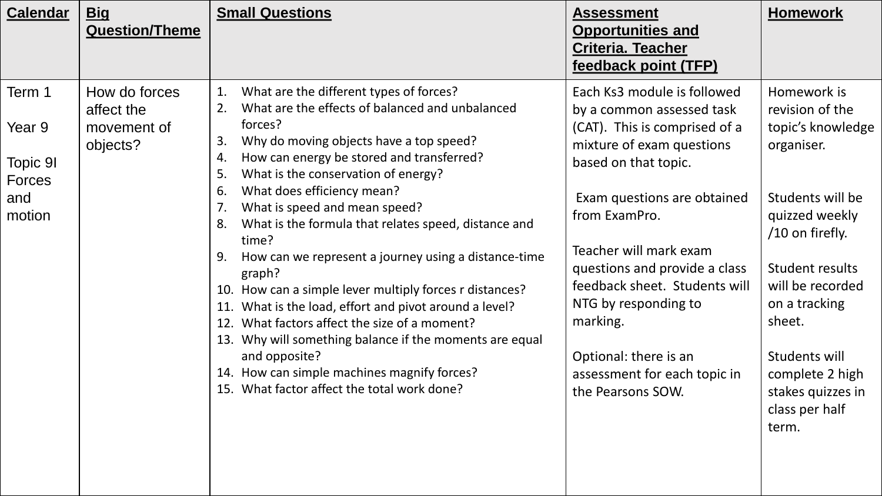| Calendar | Big Question/Theme | Small Questions | Assessment Opportunities and Criteria. Teacher feedback point (TFP) | Homework |
|---|---|---|---|---|
| Term 1<br><br>Year 9<br><br>Topic 9I Forces and motion | How do forces affect the movement of objects? | 1. What are the different types of forces?<br>2. What are the effects of balanced and unbalanced forces?<br>3. Why do moving objects have a top speed?<br>4. How can energy be stored and transferred?<br>5. What is the conservation of energy?<br>6. What does efficiency mean?<br>7. What is speed and mean speed?<br>8. What is the formula that relates speed, distance and time?<br>9. How can we represent a journey using a distance-time graph?<br>10. How can a simple lever multiply forces r distances?<br>11. What is the load, effort and pivot around a level?<br>12. What factors affect the size of a moment?<br>13. Why will something balance if the moments are equal and opposite?<br>14. How can simple machines magnify forces?<br>15. What factor affect the total work done? | Each Ks3 module is followed by a common assessed task (CAT). This is comprised of a mixture of exam questions based on that topic.<br><br>Exam questions are obtained from ExamPro.<br><br>Teacher will mark exam questions and provide a class feedback sheet. Students will NTG by responding to marking.<br><br>Optional: there is an assessment for each topic in the Pearsons SOW. | Homework is revision of the topic's knowledge organiser.<br><br>Students will be quizzed weekly /10 on firefly.<br><br>Student results will be recorded on a tracking sheet.<br><br>Students will complete 2 high stakes quizzes in class per half term. |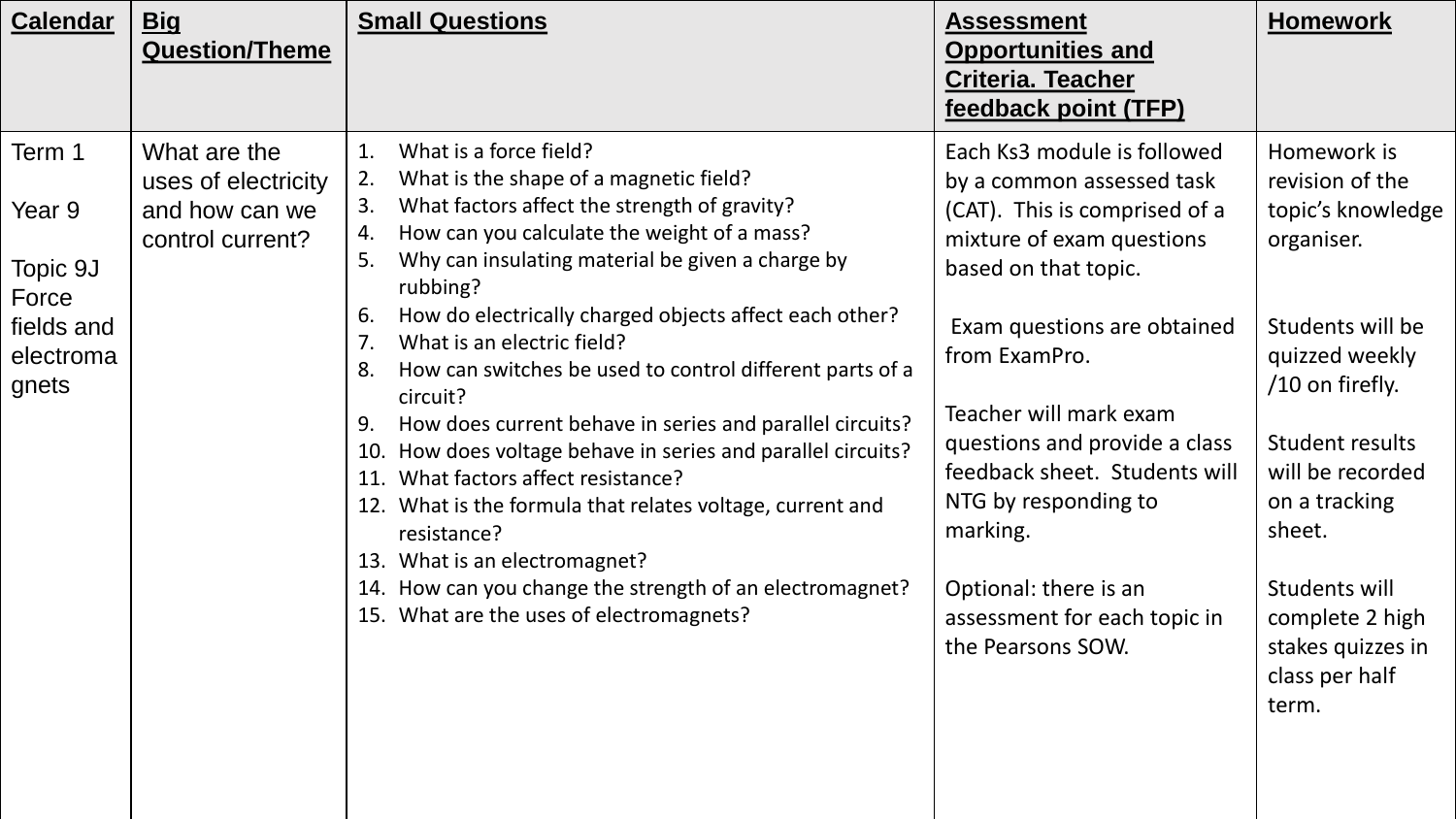| **Calendar** | **Big Question/Theme** | **Small Questions** | **Assessment Opportunities and Criteria. Teacher feedback point (TFP)** | **Homework** |
| --- | --- | --- | --- | --- |
| Term 1<br><br>Year 9<br><br>Topic 9J Force fields and electromagnets | What are the uses of electricity and how can we control current? | 1. What is a force field?<br>2. What is the shape of a magnetic field?<br>3. What factors affect the strength of gravity?<br>4. How can you calculate the weight of a mass?<br>5. Why can insulating material be given a charge by rubbing?<br>6. How do electrically charged objects affect each other?<br>7. What is an electric field?<br>8. How can switches be used to control different parts of a circuit?<br>9. How does current behave in series and parallel circuits?<br>10. How does voltage behave in series and parallel circuits?<br>11. What factors affect resistance?<br>12. What is the formula that relates voltage, current and resistance?<br>13. What is an electromagnet?<br>14. How can you change the strength of an electromagnet?<br>15. What are the uses of electromagnets? | Each Ks3 module is followed by a common assessed task (CAT). This is comprised of a mixture of exam questions based on that topic.<br><br>Exam questions are obtained from ExamPro.<br><br>Teacher will mark exam questions and provide a class feedback sheet. Students will NTG by responding to marking.<br><br>Optional: there is an assessment for each topic in the Pearsons SOW. | Homework is revision of the topic's knowledge organiser.<br><br>Students will be quizzed weekly /10 on firefly.<br><br>Student results will be recorded on a tracking sheet.<br><br>Students will complete 2 high stakes quizzes in class per half term. |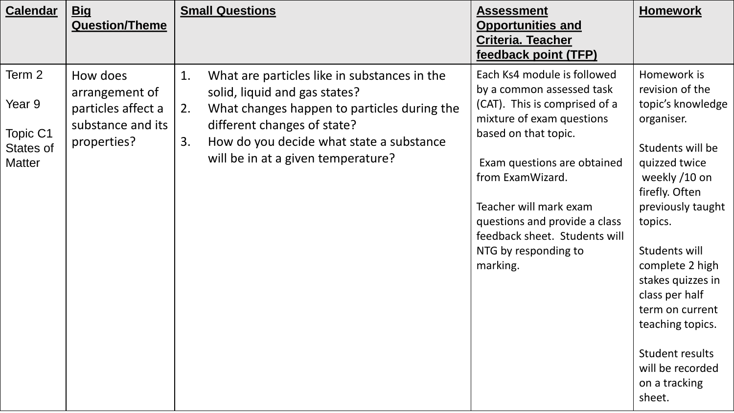| Calendar | Big Question/Theme | Small Questions | Assessment Opportunities and Criteria. Teacher feedback point (TFP) | Homework |
|---|---|---|---|---|
| Term 2<br><br>Year 9<br><br>Topic C1 States of Matter | How does arrangement of particles affect a substance and its properties? | 1. What are particles like in substances in the solid, liquid and gas states?<br>2. What changes happen to particles during the different changes of state?<br>3. How do you decide what state a substance will be in at a given temperature? | Each Ks4 module is followed by a common assessed task (CAT). This is comprised of a mixture of exam questions based on that topic.<br><br>Exam questions are obtained from ExamWizard.<br><br>Teacher will mark exam questions and provide a class feedback sheet. Students will NTG by responding to marking. | Homework is revision of the topic's knowledge organiser.<br><br>Students will be quizzed twice weekly /10 on firefly. Often previously taught topics.<br><br>Students will complete 2 high stakes quizzes in class per half term on current teaching topics.<br><br>Student results will be recorded on a tracking sheet. |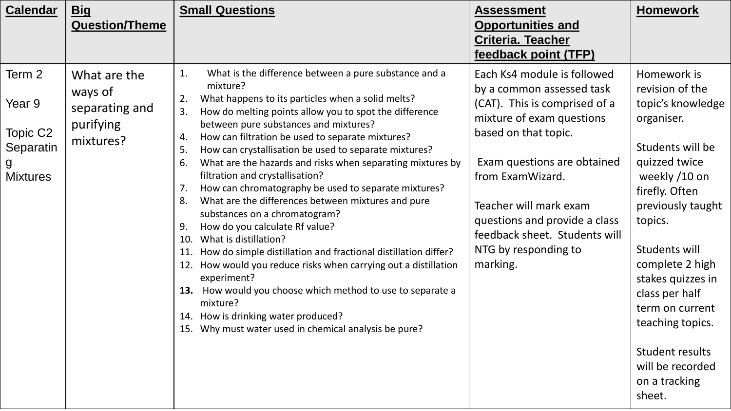| Calendar | Big Question/Theme | Small Questions | Assessment Opportunities and Criteria. Teacher feedback point (TFP) | Homework |
|---|---|---|---|---|
| Term 2<br><br>Year 9<br><br>Topic C2 Separating Mixtures | What are the ways of separating and purifying mixtures? | 1. What is the difference between a pure substance and a mixture?<br>2. What happens to its particles when a solid melts?<br>3. How do melting points allow you to spot the difference between pure substances and mixtures?<br>4. How can filtration be used to separate mixtures?<br>5. How can crystallisation be used to separate mixtures?<br>6. What are the hazards and risks when separating mixtures by filtration and crystallisation?<br>7. How can chromatography be used to separate mixtures?<br>8. What are the differences between mixtures and pure substances on a chromatogram?<br>9. How do you calculate Rf value?<br>10. What is distillation?<br>11. How do simple distillation and fractional distillation differ?<br>12. How would you reduce risks when carrying out a distillation experiment?<br>**13.** How would you choose which method to use to separate a mixture?<br>14. How is drinking water produced?<br>15. Why must water used in chemical analysis be pure? | Each Ks4 module is followed by a common assessed task (CAT). This is comprised of a mixture of exam questions based on that topic.<br><br>Exam questions are obtained from ExamWizard.<br><br>Teacher will mark exam questions and provide a class feedback sheet. Students will NTG by responding to marking. | Homework is revision of the topic's knowledge organiser.<br><br>Students will be quizzed twice weekly /10 on firefly. Often previously taught topics.<br><br>Students will complete 2 high stakes quizzes in class per half term on current teaching topics.<br><br>Student results will be recorded on a tracking sheet. |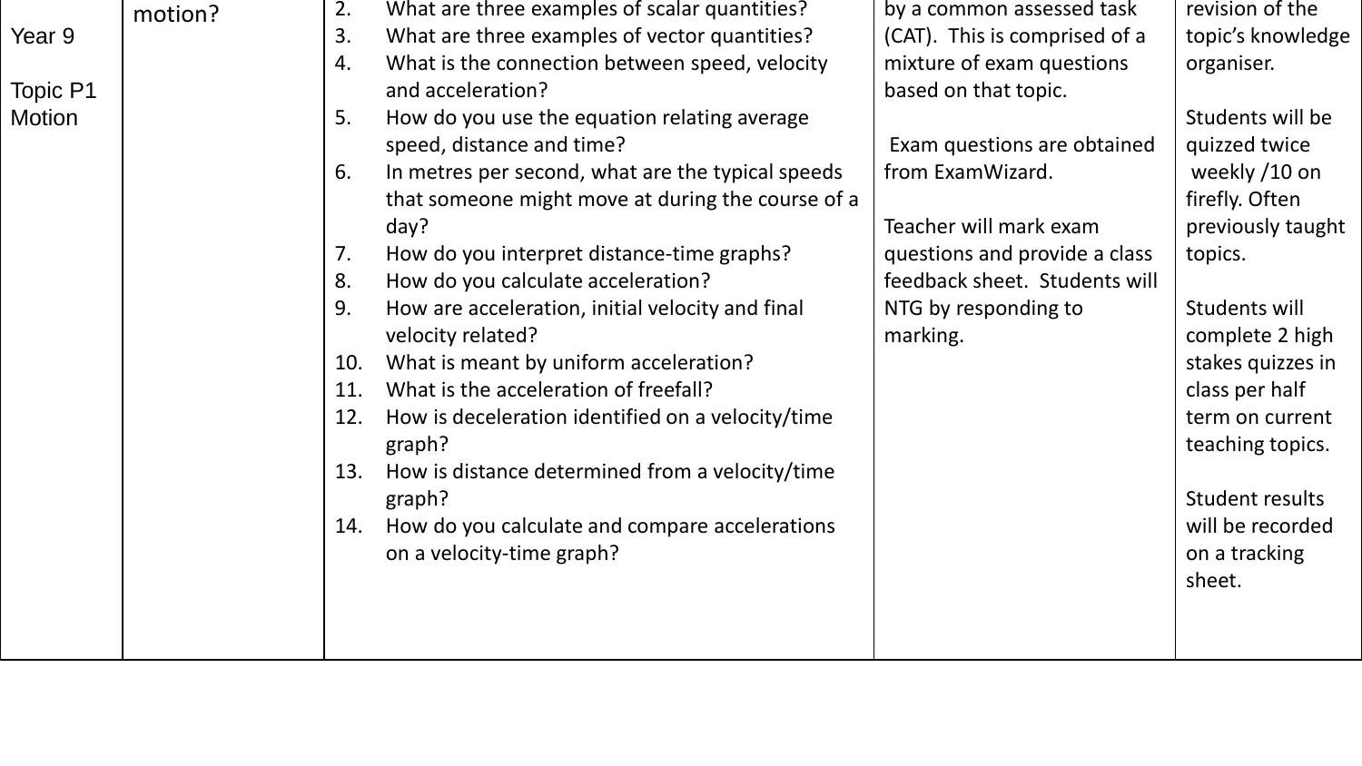| Year 9<br><br>Topic P1 Motion | motion? | 2. What are three examples of scalar quantities?<br>3. What are three examples of vector quantities?<br>4. What is the connection between speed, velocity and acceleration?<br>5. How do you use the equation relating average speed, distance and time?<br>6. In metres per second, what are the typical speeds that someone might move at during the course of a day?<br>7. How do you interpret distance-time graphs?<br>8. How do you calculate acceleration?<br>9. How are acceleration, initial velocity and final velocity related?<br>10. What is meant by uniform acceleration?<br>11. What is the acceleration of freefall?<br>12. How is deceleration identified on a velocity/time graph?<br>13. How is distance determined from a velocity/time graph?<br>14. How do you calculate and compare accelerations on a velocity-time graph? | by a common assessed task (CAT). This is comprised of a mixture of exam questions based on that topic.<br><br>Exam questions are obtained from ExamWizard.<br><br>Teacher will mark exam questions and provide a class feedback sheet. Students will NTG by responding to marking. | revision of the topic's knowledge organiser.<br><br>Students will be quizzed twice weekly /10 on firefly. Often previously taught topics.<br><br>Students will complete 2 high stakes quizzes in class per half term on current teaching topics.<br><br>Student results will be recorded on a tracking sheet. |
|---|---|---|---|---|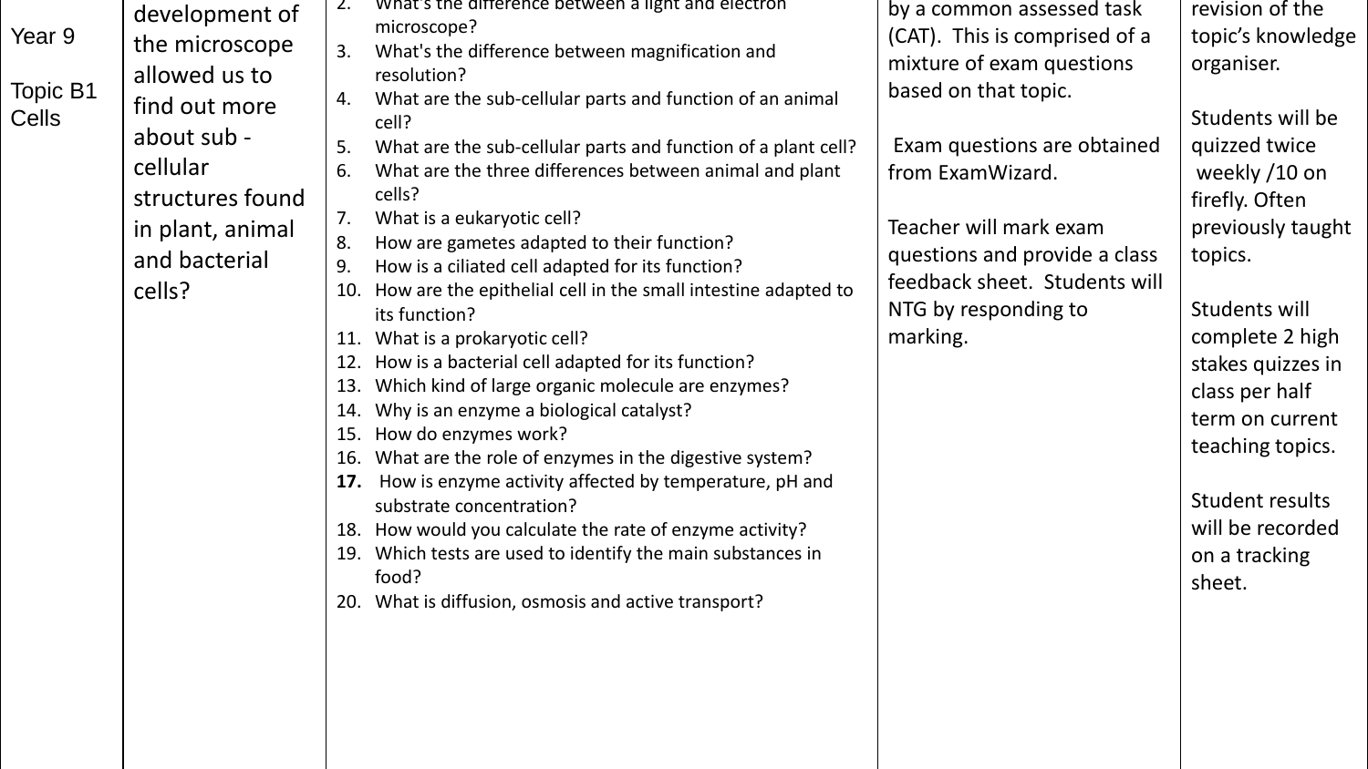| Year 9<br><br>Topic B1 Cells | development of the microscope allowed us to find out more about sub - cellular structures found in plant, animal and bacterial cells? | 2. What's the difference between a light and electron microscope?<br>3. What's the difference between magnification and resolution?<br>4. What are the sub-cellular parts and function of an animal cell?<br>5. What are the sub-cellular parts and function of a plant cell?<br>6. What are the three differences between animal and plant cells?<br>7. What is a eukaryotic cell?<br>8. How are gametes adapted to their function?<br>9. How is a ciliated cell adapted for its function?<br>10. How are the epithelial cell in the small intestine adapted to its function?<br>11. What is a prokaryotic cell?<br>12. How is a bacterial cell adapted for its function?<br>13. Which kind of large organic molecule are enzymes?<br>14. Why is an enzyme a biological catalyst?<br>15. How do enzymes work?<br>16. What are the role of enzymes in the digestive system?<br>**17.** How is enzyme activity affected by temperature, pH and substrate concentration?<br>18. How would you calculate the rate of enzyme activity?<br>19. Which tests are used to identify the main substances in food?<br>20. What is diffusion, osmosis and active transport? | by a common assessed task (CAT). This is comprised of a mixture of exam questions based on that topic.<br><br>Exam questions are obtained from ExamWizard.<br><br>Teacher will mark exam questions and provide a class feedback sheet. Students will NTG by responding to marking. | revision of the topic's knowledge organiser.<br><br>Students will be quizzed twice weekly /10 on firefly. Often previously taught topics.<br><br>Students will complete 2 high stakes quizzes in class per half term on current teaching topics.<br><br>Student results will be recorded on a tracking sheet. |
|---|---|---|---|---|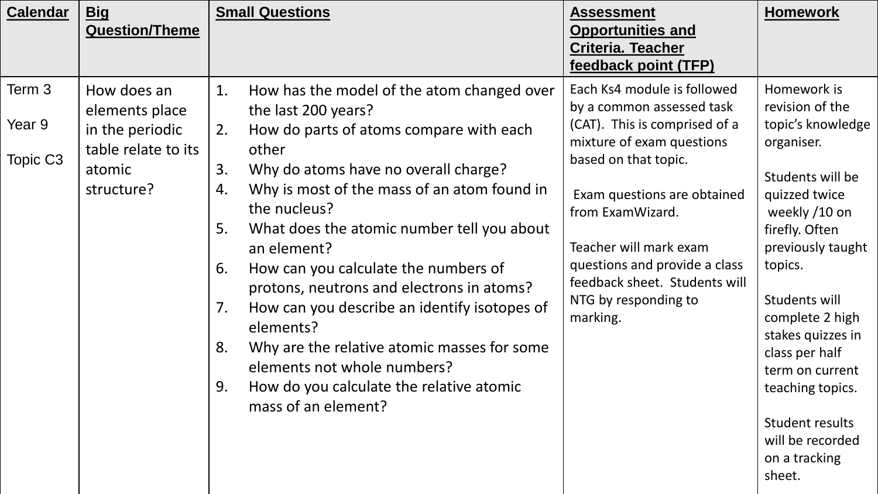| Calendar | Big Question/Theme | Small Questions | Assessment Opportunities and Criteria. Teacher feedback point (TFP) | Homework |
|---|---|---|---|---|
| Term 3<br><br>Year 9<br><br>Topic C3 | How does an elements place in the periodic table relate to its atomic structure? | 1. How has the model of the atom changed over the last 200 years?<br>2. How do parts of atoms compare with each other<br>3. Why do atoms have no overall charge?<br>4. Why is most of the mass of an atom found in the nucleus?<br>5. What does the atomic number tell you about an element?<br>6. How can you calculate the numbers of protons, neutrons and electrons in atoms?<br>7. How can you describe an identify isotopes of elements?<br>8. Why are the relative atomic masses for some elements not whole numbers?<br>9. How do you calculate the relative atomic mass of an element? | Each Ks4 module is followed by a common assessed task (CAT). This is comprised of a mixture of exam questions based on that topic.<br><br>Exam questions are obtained from ExamWizard.<br><br>Teacher will mark exam questions and provide a class feedback sheet. Students will NTG by responding to marking. | Homework is revision of the topic's knowledge organiser.<br><br>Students will be quizzed twice weekly /10 on firefly. Often previously taught topics.<br><br>Students will complete 2 high stakes quizzes in class per half term on current teaching topics.<br><br>Student results will be recorded on a tracking sheet. |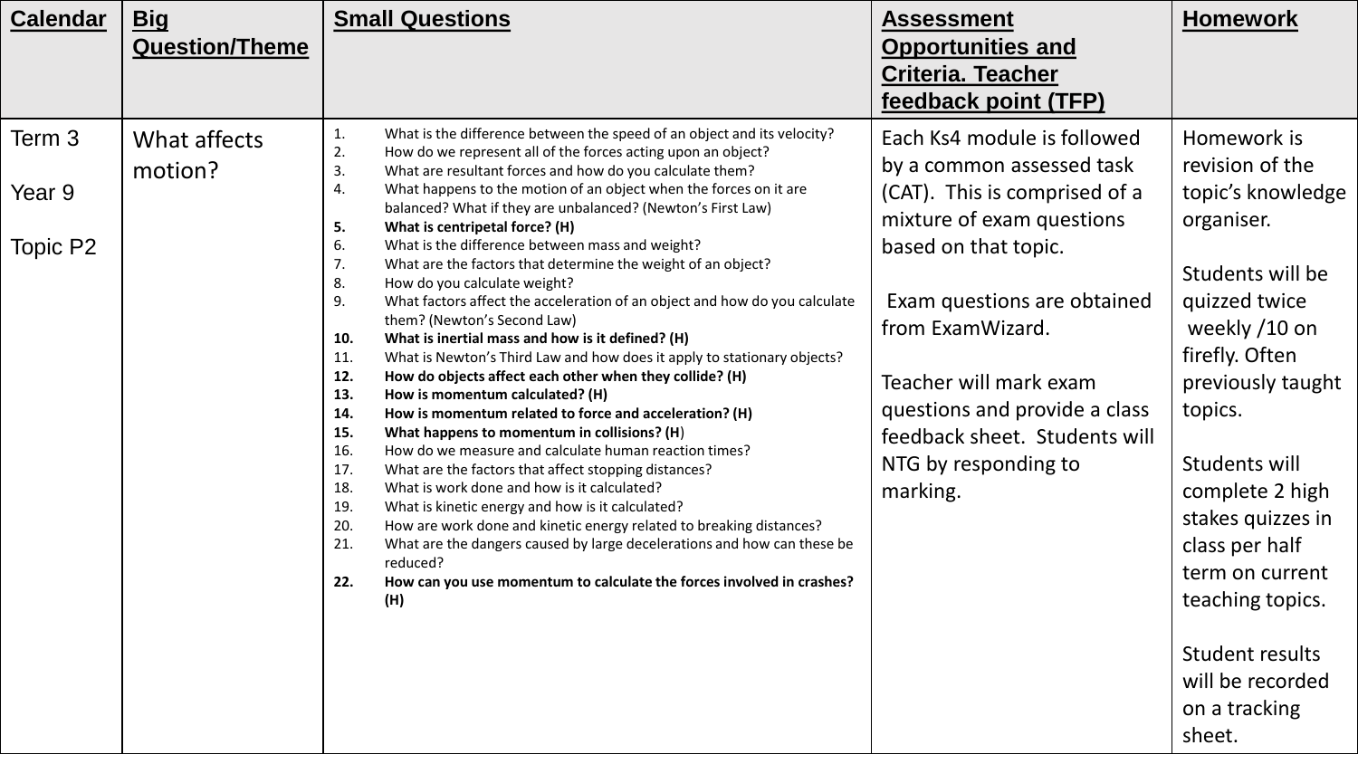| **Calendar** | **Big Question/Theme** | **Small Questions** | **Assessment Opportunities and Criteria. Teacher feedback point (TFP)** | **Homework** |
|---|---|---|---|---|
| Term 3<br><br>Year 9<br><br>Topic P2 | What affects motion? | 1. What is the difference between the speed of an object and its velocity?<br>2. How do we represent all of the forces acting upon an object?<br>3. What are resultant forces and how do you calculate them?<br>4. What happens to the motion of an object when the forces on it are balanced? What if they are unbalanced? (Newton's First Law)<br>**5. What is centripetal force? (H)**<br>6. What is the difference between mass and weight?<br>7. What are the factors that determine the weight of an object?<br>8. How do you calculate weight?<br>9. What factors affect the acceleration of an object and how do you calculate them? (Newton's Second Law)<br>**10. What is inertial mass and how is it defined? (H)**<br>11. What is Newton's Third Law and how does it apply to stationary objects?<br>**12. How do objects affect each other when they collide? (H)**<br>**13. How is momentum calculated? (H)**<br>**14. How is momentum related to force and acceleration? (H)**<br>**15. What happens to momentum in collisions? (H)**<br>16. How do we measure and calculate human reaction times?<br>17. What are the factors that affect stopping distances?<br>18. What is work done and how is it calculated?<br>19. What is kinetic energy and how is it calculated?<br>20. How are work done and kinetic energy related to breaking distances?<br>21. What are the dangers caused by large decelerations and how can these be reduced?<br>**22. How can you use momentum to calculate the forces involved in crashes? (H)** | Each Ks4 module is followed by a common assessed task (CAT). This is comprised of a mixture of exam questions based on that topic.<br><br>Exam questions are obtained from ExamWizard.<br><br>Teacher will mark exam questions and provide a class feedback sheet. Students will NTG by responding to marking. | Homework is revision of the topic's knowledge organiser.<br><br>Students will be quizzed twice weekly /10 on firefly. Often previously taught topics.<br><br>Students will complete 2 high stakes quizzes in class per half term on current teaching topics.<br><br>Student results will be recorded on a tracking sheet. |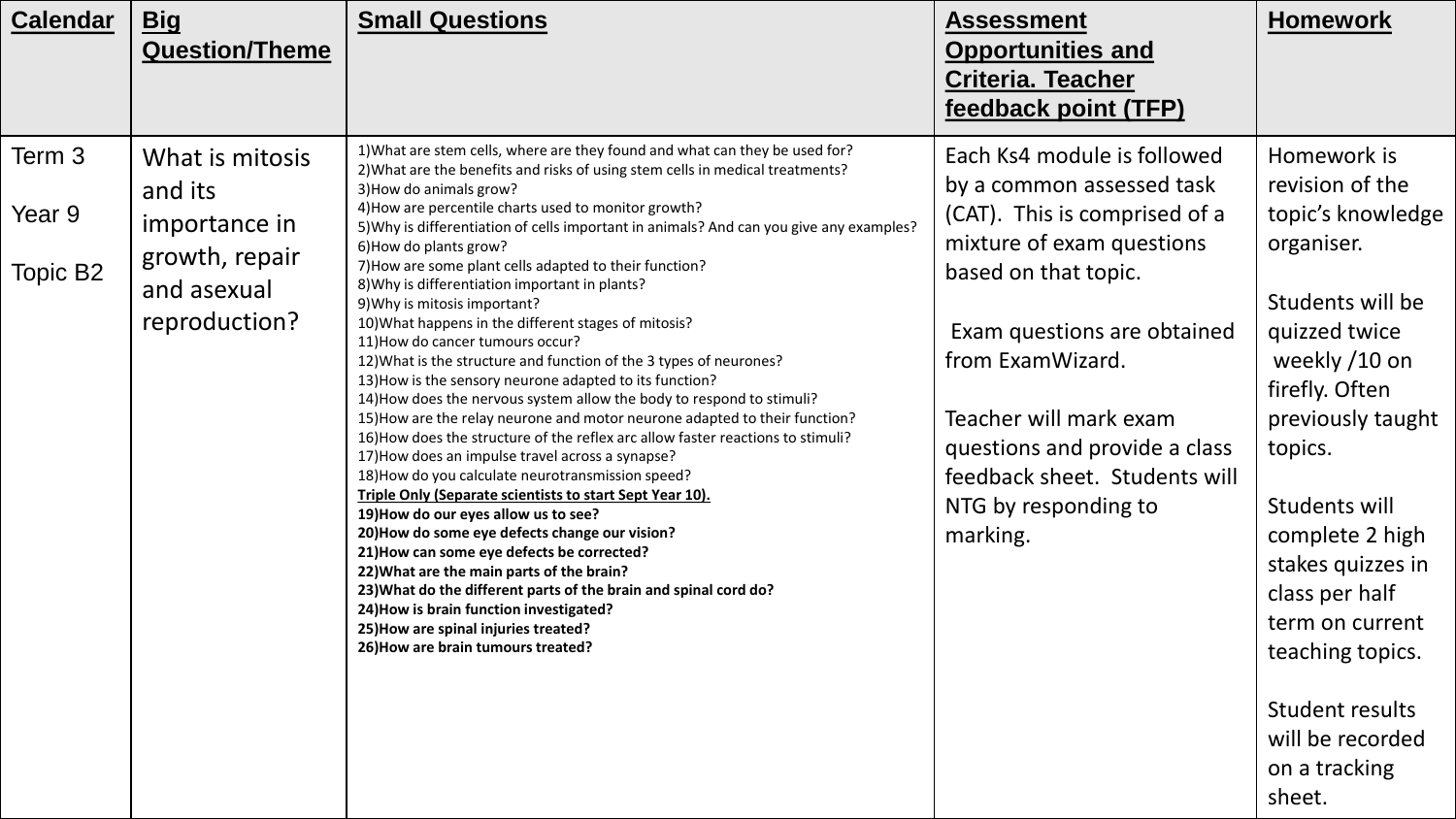| Calendar | Big Question/Theme | Small Questions | Assessment Opportunities and Criteria. Teacher feedback point (TFP) | Homework |
|---|---|---|---|---|
| Term 3<br><br>Year 9<br><br>Topic B2 | What is mitosis and its importance in growth, repair and asexual reproduction? | 1)What are stem cells, where are they found and what can they be used for?<br>2)What are the benefits and risks of using stem cells in medical treatments?<br>3)How do animals grow?<br>4)How are percentile charts used to monitor growth?<br>5)Why is differentiation of cells important in animals? And can you give any examples?<br>6)How do plants grow?<br>7)How are some plant cells adapted to their function?<br>8)Why is differentiation important in plants?<br>9)Why is mitosis important?<br>10)What happens in the different stages of mitosis?<br>11)How do cancer tumours occur?<br>12)What is the structure and function of the 3 types of neurones?<br>13)How is the sensory neurone adapted to its function?<br>14)How does the nervous system allow the body to respond to stimuli?<br>15)How are the relay neurone and motor neurone adapted to their function?<br>16)How does the structure of the reflex arc allow faster reactions to stimuli?<br>17)How does an impulse travel across a synapse?<br>18)How do you calculate neurotransmission speed?<br>**Triple Only (Separate scientists to start Sept Year 10).**<br>**19)How do our eyes allow us to see?**<br>**20)How do some eye defects change our vision?**<br>**21)How can some eye defects be corrected?**<br>**22)What are the main parts of the brain?**<br>**23)What do the different parts of the brain and spinal cord do?**<br>**24)How is brain function investigated?**<br>**25)How are spinal injuries treated?**<br>**26)How are brain tumours treated?** | Each Ks4 module is followed by a common assessed task (CAT). This is comprised of a mixture of exam questions based on that topic.<br><br>Exam questions are obtained from ExamWizard.<br><br>Teacher will mark exam questions and provide a class feedback sheet. Students will NTG by responding to marking. | Homework is revision of the topic's knowledge organiser.<br><br>Students will be quizzed twice weekly /10 on firefly. Often previously taught topics.<br><br>Students will complete 2 high stakes quizzes in class per half term on current teaching topics.<br><br>Student results will be recorded on a tracking sheet. |